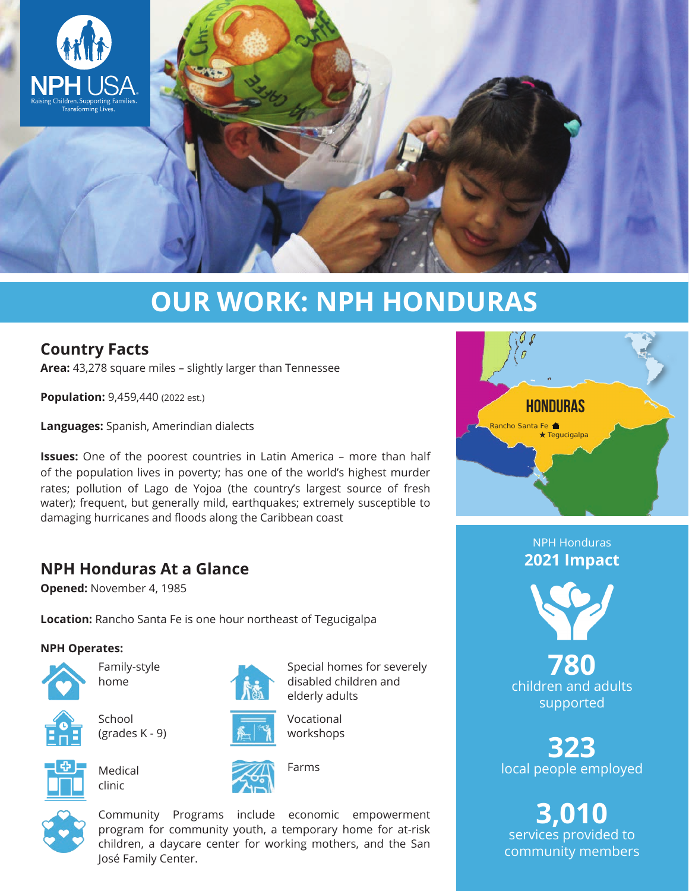NPH USA
Raising Children. Supporting Families. Transforming Lives.

# OUR WORK: NPH HONDURAS

## Country Facts

**Area:** 43,278 square miles – slightly larger than Tennessee

**Population:** 9,459,440 (2022 est.)

**Languages:** Spanish, Amerindian dialects

**Issues:** One of the poorest countries in Latin America – more than half of the population lives in poverty; has one of the world's highest murder rates; pollution of Lago de Yojoa (the country's largest source of fresh water); frequent, but generally mild, earthquakes; extremely susceptible to damaging hurricanes and floods along the Caribbean coast

HONDURAS
Rancho Santa Fe
★ Tegucigalpa

## NPH Honduras At a Glance

**Opened:** November 4, 1985

**Location:** Rancho Santa Fe is one hour northeast of Tegucigalpa

**NPH Operates:**

- Family-style home
- Special homes for severely disabled children and elderly adults
- School (grades K - 9)
- Vocational workshops
- Medical clinic
- Farms
- Community Programs include economic empowerment program for community youth, a temporary home for at-risk children, a daycare center for working mothers, and the San José Family Center.

NPH Honduras
**2021 Impact**

**780**
children and adults supported

**323**
local people employed

**3,010**
services provided to community members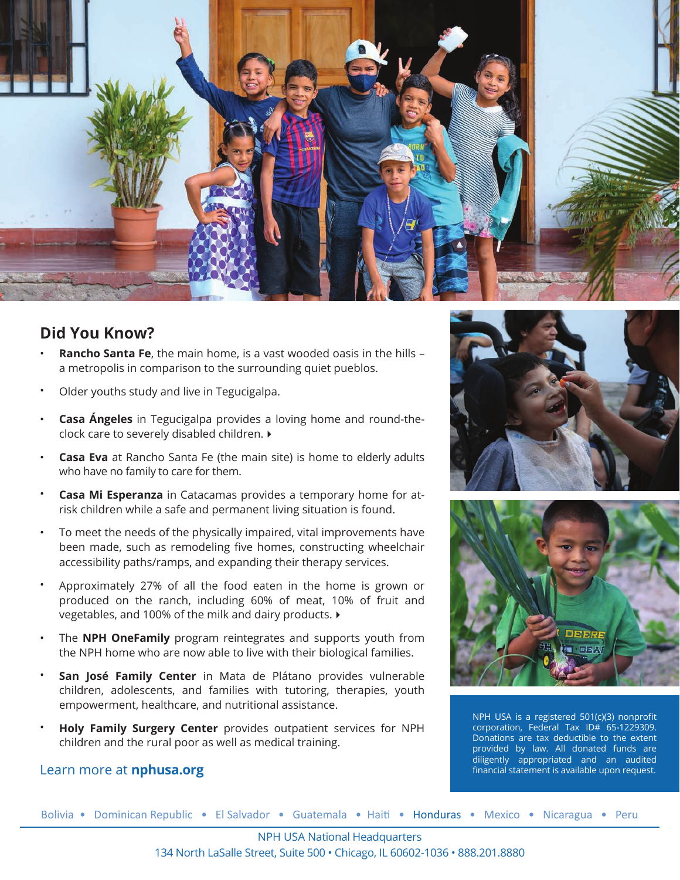## Did You Know?

- **Rancho Santa Fe**, the main home, is a vast wooded oasis in the hills – a metropolis in comparison to the surrounding quiet pueblos.
- Older youths study and live in Tegucigalpa.
- **Casa Ángeles** in Tegucigalpa provides a loving home and round-the-clock care to severely disabled children. ▸
- **Casa Eva** at Rancho Santa Fe (the main site) is home to elderly adults who have no family to care for them.
- **Casa Mi Esperanza** in Catacamas provides a temporary home for at-risk children while a safe and permanent living situation is found.
- To meet the needs of the physically impaired, vital improvements have been made, such as remodeling five homes, constructing wheelchair accessibility paths/ramps, and expanding their therapy services.
- Approximately 27% of all the food eaten in the home is grown or produced on the ranch, including 60% of meat, 10% of fruit and vegetables, and 100% of the milk and dairy products. ▸
- The **NPH OneFamily** program reintegrates and supports youth from the NPH home who are now able to live with their biological families.
- **San José Family Center** in Mata de Plátano provides vulnerable children, adolescents, and families with tutoring, therapies, youth empowerment, healthcare, and nutritional assistance.
- **Holy Family Surgery Center** provides outpatient services for NPH children and the rural poor as well as medical training.

Learn more at **nphusa.org**

NPH USA is a registered 501(c)(3) nonprofit corporation, Federal Tax ID# 65-1229309. Donations are tax deductible to the extent provided by law. All donated funds are diligently appropriated and an audited financial statement is available upon request.

Bolivia • Dominican Republic • El Salvador • Guatemala • Haiti • Honduras • Mexico • Nicaragua • Peru

NPH USA National Headquarters
134 North LaSalle Street, Suite 500 • Chicago, IL 60602-1036 • 888.201.8880